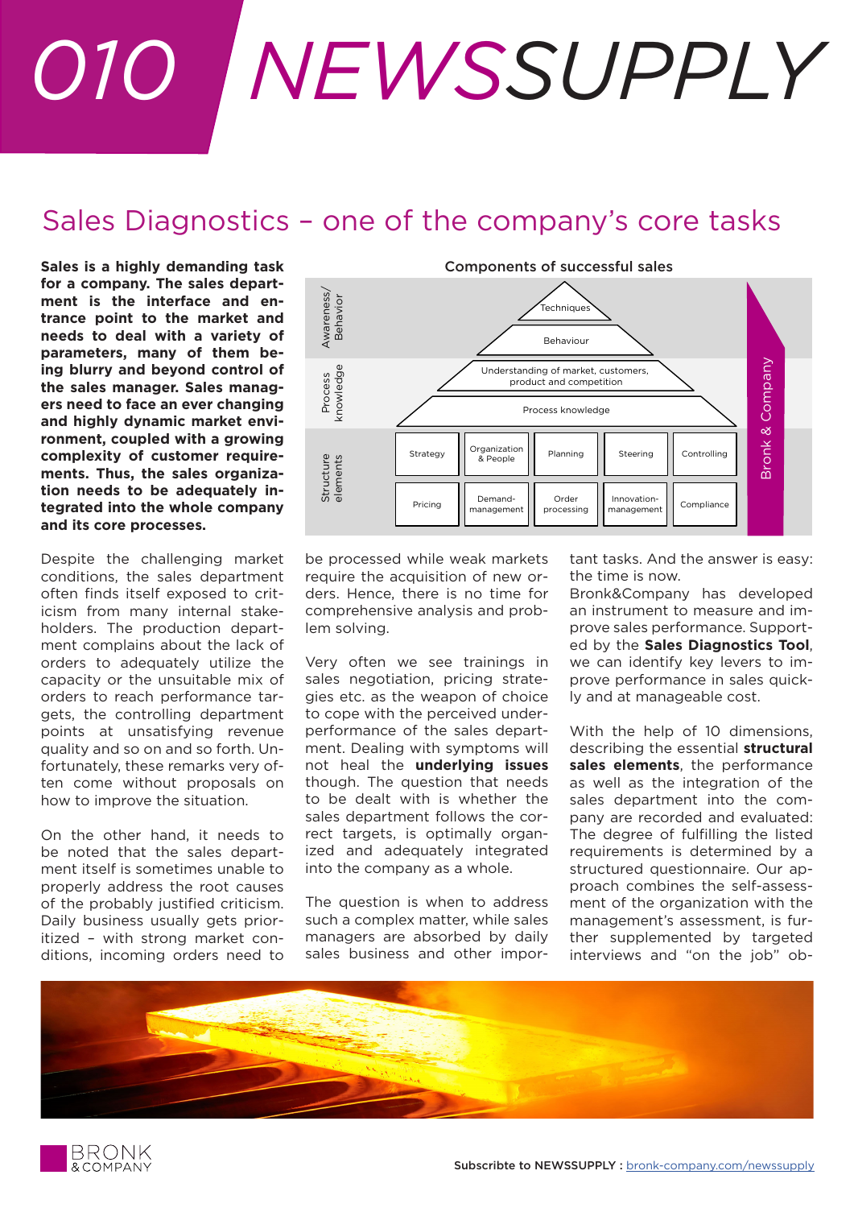# 010 NEWSSUPPLY

## Sales Diagnostics – one of the company's core tasks

**Sales is a highly demanding task for a company. The sales department is the interface and entrance point to the market and needs to deal with a variety of parameters, many of them being blurry and beyond control of the sales manager. Sales managers need to face an ever changing and highly dynamic market environment, coupled with a growing complexity of customer requirements. Thus, the sales organization needs to be adequately integrated into the whole company and its core processes.**

**Components of successful sales**

| | | | | | |
|---|---|---|---|---|---|
| Awareness/ Behavior | Techniques | | | | |
| | Behaviour | | | | |
| Process knowledge | Understanding of market, customers, product and competition | | | | |
| | Process knowledge | | | | |
| Structure elements | Strategy | Organization & People | Planning | Steering | Controlling |
| | Pricing | Demand-management | Order processing | Innovation-management | Compliance |

Bronk & Company

Despite the challenging market conditions, the sales department often finds itself exposed to criticism from many internal stakeholders. The production department complains about the lack of orders to adequately utilize the capacity or the unsuitable mix of orders to reach performance targets, the controlling department points at unsatisfying revenue quality and so on and so forth. Unfortunately, these remarks very often come without proposals on how to improve the situation.

On the other hand, it needs to be noted that the sales department itself is sometimes unable to properly address the root causes of the probably justified criticism. Daily business usually gets prioritized – with strong market conditions, incoming orders need to be processed while weak markets require the acquisition of new orders. Hence, there is no time for comprehensive analysis and problem solving.

Very often we see trainings in sales negotiation, pricing strategies etc. as the weapon of choice to cope with the perceived underperformance of the sales department. Dealing with symptoms will not heal the **underlying issues** though. The question that needs to be dealt with is whether the sales department follows the correct targets, is optimally organized and adequately integrated into the company as a whole.

The question is when to address such a complex matter, while sales managers are absorbed by daily sales business and other important tasks. And the answer is easy: the time is now.

Bronk&Company has developed an instrument to measure and improve sales performance. Supported by the **Sales Diagnostics Tool**, we can identify key levers to improve performance in sales quickly and at manageable cost.

With the help of 10 dimensions, describing the essential **structural sales elements**, the performance as well as the integration of the sales department into the company are recorded and evaluated: The degree of fulfilling the listed requirements is determined by a structured questionnaire. Our approach combines the self-assessment of the organization with the management's assessment, is further supplemented by targeted interviews and "on the job" ob-

Subscribte to NEWSSUPPLY : bronk-company.com/newssupply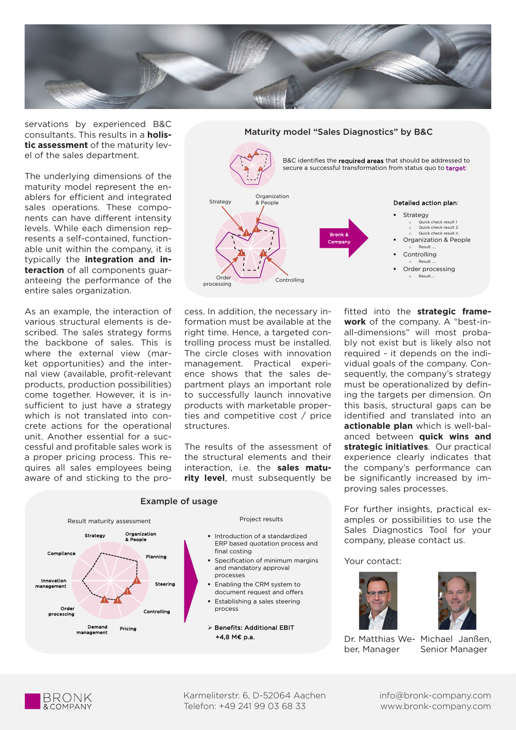servations by experienced B&C consultants. This results in a **holistic assessment** of the maturity level of the sales department.

The underlying dimensions of the maturity model represent the enablers for efficient and integrated sales operations. These components can have different intensity levels. While each dimension represents a self-contained, functionable unit within the company, it is typically the **integration and interaction** of all components guaranteeing the performance of the entire sales organization.

As an example, the interaction of various structural elements is described. The sales strategy forms the backbone of sales. This is where the external view (market opportunities) and the internal view (available, profit-relevant products, production possibilities) come together. However, it is insufficient to just have a strategy which is not translated into concrete actions for the operational unit. Another essential for a successful and profitable sales work is a proper pricing process. This requires all sales employees being aware of and sticking to the process. In addition, the necessary information must be available at the right time. Hence, a targeted controlling process must be installed. The circle closes with innovation management. Practical experience shows that the sales department plays an important role to successfully launch innovative products with marketable properties and competitive cost / price structures.

The results of the assessment of the structural elements and their interaction, i.e. the **sales maturity level**, must subsequently be fitted into the **strategic framework** of the company. A "best-in-all-dimensions" will most probably not exist but is likely also not required - it depends on the individual goals of the company. Consequently, the company's strategy must be operationalized by defining the targets per dimension. On this basis, structural gaps can be identified and translated into an **actionable plan** which is well-balanced between **quick wins and strategic initiatives**. Our practical experience clearly indicates that the company's performance can be significantly increased by improving sales processes.

**Maturity model "Sales Diagnostics" by B&C**

B&C identifies the **required areas** that should be addressed to secure a successful transformation from status quo to **target**:

Strategy
Organization & People
Order processing
Controlling

Bronk & Company

Detailed action plan:

- Strategy
  - Quick check result 1
  - Quick check result 2
  - Quick check result n
- Organization & People
  - Result ...
- Controlling
  - Result ...
- Order processing
  - Result....

**Example of usage**

Result maturity assessment

Strategy
Organization & People
Planning
Steering
Controlling
Pricing
Demand management
Order processing
Innovation management
Compliance

Project results

- Introduction of a standardized ERP based quotation process and final costing
- Specification of minimum margins and mandatory approval processes
- Enabling the CRM system to document request and offers
- Establishing a sales steering process

➢ Benefits: Additional EBIT +4,8 M€ p.a.

For further insights, practical examples or possibilities to use the Sales Diagnostics Tool for your company, please contact us.

Your contact:

Dr. Matthias Weber, Manager

Michael Janßen, Senior Manager

BRONK & COMPANY

Karmeliterstr. 6, D-52064 Aachen
Telefon: +49 241 99 03 68 33

info@bronk-company.com
www.bronk-company.com